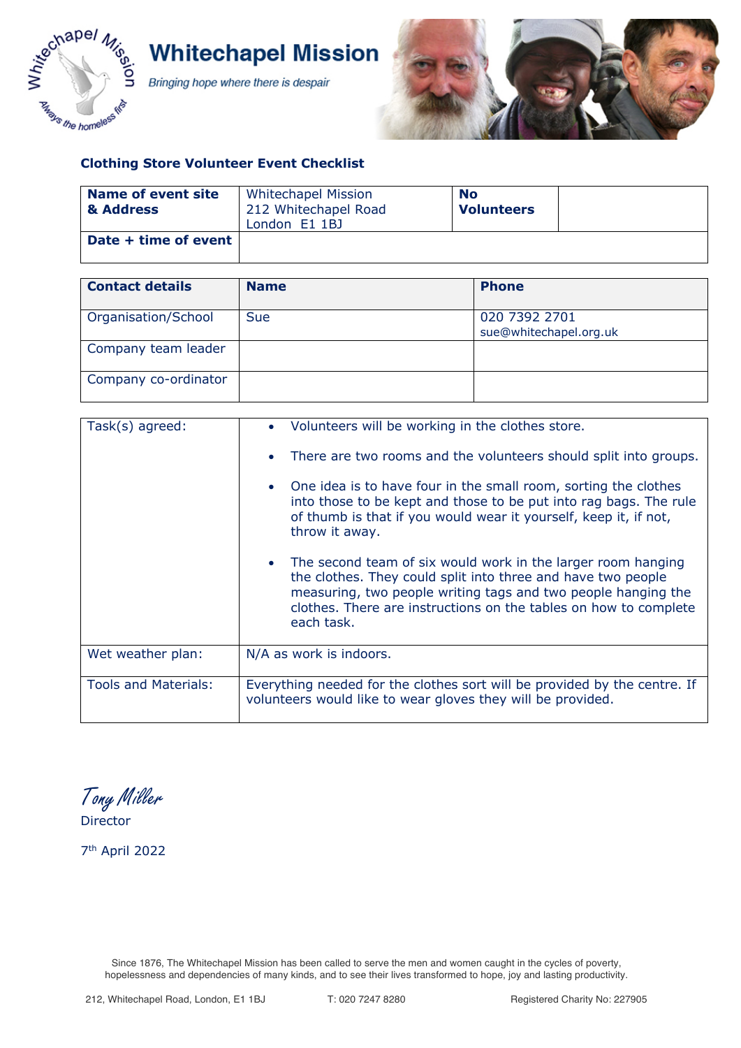# Whitechapel Mission

*Bringing hope where there is despair*

### Clothing Store Volunteer Event Checklist

| | | | |
|---|---|---|---|
| **Name of event site & Address** | Whitechapel Mission<br>212 Whitechapel Road<br>London E1 1BJ | **No Volunteers** | |
| **Date + time of event** | | | |

| **Contact details** | **Name** | **Phone** |
|---|---|---|
| Organisation/School | Sue | 020 7392 2701<br>sue@whitechapel.org.uk |
| Company team leader | | |
| Company co-ordinator | | |

| | |
|---|---|
| Task(s) agreed: | • Volunteers will be working in the clothes store.<br>• There are two rooms and the volunteers should split into groups.<br>• One idea is to have four in the small room, sorting the clothes into those to be kept and those to be put into rag bags. The rule of thumb is that if you would wear it yourself, keep it, if not, throw it away.<br>• The second team of six would work in the larger room hanging the clothes. They could split into three and have two people measuring, two people writing tags and two people hanging the clothes. There are instructions on the tables on how to complete each task. |
| Wet weather plan: | N/A as work is indoors. |
| Tools and Materials: | Everything needed for the clothes sort will be provided by the centre. If volunteers would like to wear gloves they will be provided. |

*Tony Miller*
Director

7th April 2022

Since 1876, The Whitechapel Mission has been called to serve the men and women caught in the cycles of poverty, hopelessness and dependencies of many kinds, and to see their lives transformed to hope, joy and lasting productivity.

212, Whitechapel Road, London, E1 1BJ    T: 020 7247 8280    Registered Charity No: 227905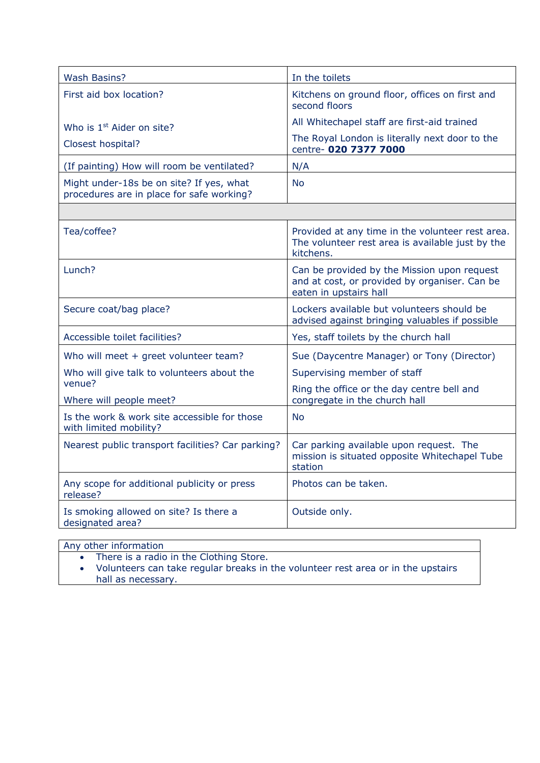| | |
|---|---|
| Wash Basins? | In the toilets |
| First aid box location?<br><br>Who is 1st Aider on site?<br>Closest hospital? | Kitchens on ground floor, offices on first and second floors<br>All Whitechapel staff are first-aid trained<br>The Royal London is literally next door to the centre- **020 7377 7000** |
| (If painting) How will room be ventilated? | N/A |
| Might under-18s be on site? If yes, what procedures are in place for safe working? | No |
| | |
| Tea/coffee? | Provided at any time in the volunteer rest area. The volunteer rest area is available just by the kitchens. |
| Lunch? | Can be provided by the Mission upon request and at cost, or provided by organiser. Can be eaten in upstairs hall |
| Secure coat/bag place? | Lockers available but volunteers should be advised against bringing valuables if possible |
| Accessible toilet facilities? | Yes, staff toilets by the church hall |
| Who will meet + greet volunteer team?<br>Who will give talk to volunteers about the venue?<br>Where will people meet? | Sue (Daycentre Manager) or Tony (Director)<br>Supervising member of staff<br>Ring the office or the day centre bell and congregate in the church hall |
| Is the work & work site accessible for those with limited mobility? | No |
| Nearest public transport facilities? Car parking? | Car parking available upon request. The mission is situated opposite Whitechapel Tube station |
| Any scope for additional publicity or press release? | Photos can be taken. |
| Is smoking allowed on site? Is there a designated area? | Outside only. |

| Any other information |
|---|
| • There is a radio in the Clothing Store.<br>• Volunteers can take regular breaks in the volunteer rest area or in the upstairs hall as necessary. |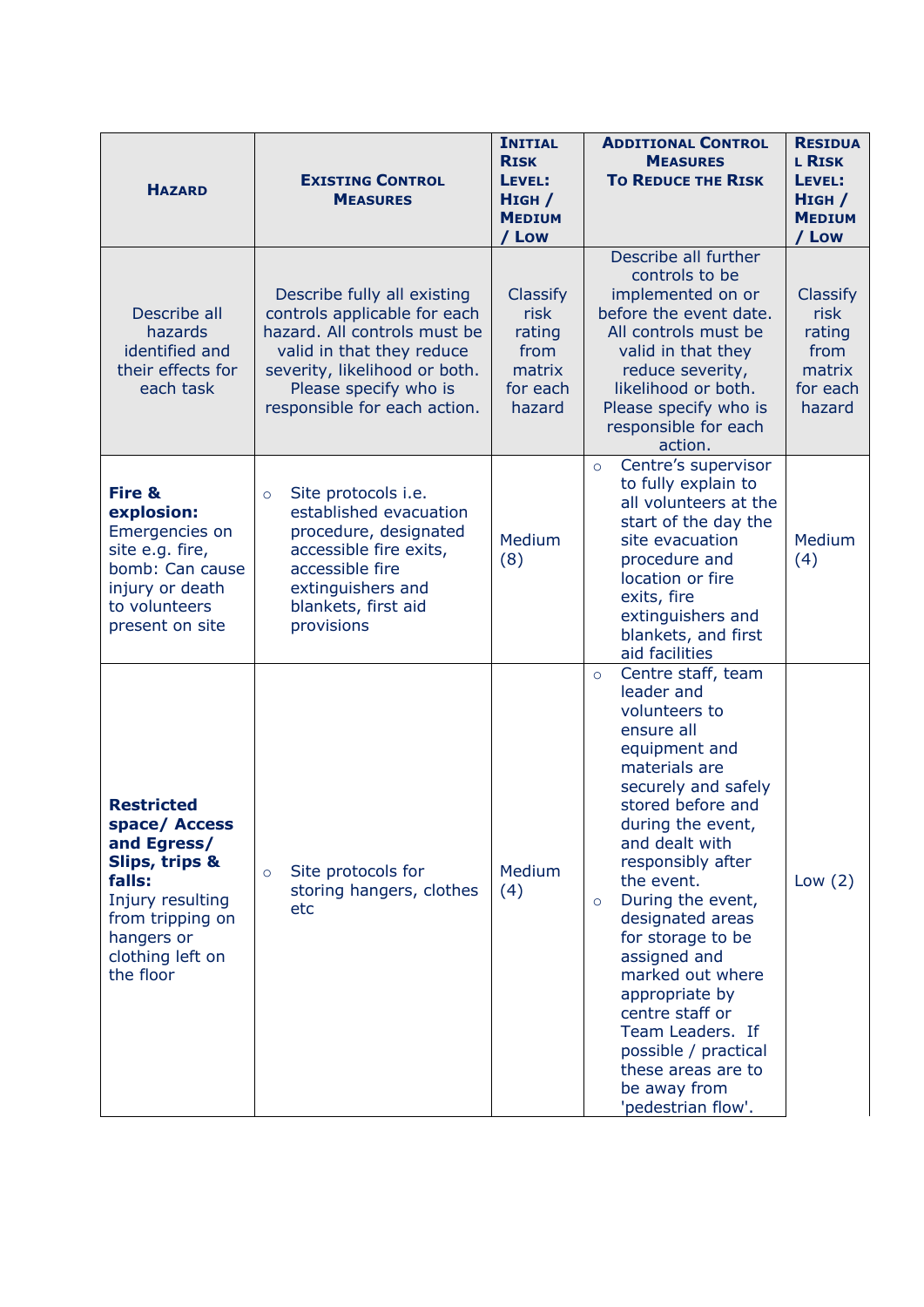| **Hazard** | **Existing Control Measures** | **Initial Risk Level: High / Medium / Low** | **Additional Control Measures To Reduce the Risk** | **Residual Risk Level: High / Medium / Low** |
|---|---|---|---|---|
| Describe all hazards identified and their effects for each task | Describe fully all existing controls applicable for each hazard. All controls must be valid in that they reduce severity, likelihood or both. Please specify who is responsible for each action. | Classify risk rating from matrix for each hazard | Describe all further controls to be implemented on or before the event date. All controls must be valid in that they reduce severity, likelihood or both. Please specify who is responsible for each action. | Classify risk rating from matrix for each hazard |
| **Fire & explosion:** Emergencies on site e.g. fire, bomb: Can cause injury or death to volunteers present on site | ○ Site protocols i.e. established evacuation procedure, designated accessible fire exits, accessible fire extinguishers and blankets, first aid provisions | Medium (8) | ○ Centre's supervisor to fully explain to all volunteers at the start of the day the site evacuation procedure and location or fire exits, fire extinguishers and blankets, and first aid facilities | Medium (4) |
| **Restricted space/ Access and Egress/ Slips, trips & falls:** Injury resulting from tripping on hangers or clothing left on the floor | ○ Site protocols for storing hangers, clothes etc | Medium (4) | ○ Centre staff, team leader and volunteers to ensure all equipment and materials are securely and safely stored before and during the event, and dealt with responsibly after the event.<br>○ During the event, designated areas for storage to be assigned and marked out where appropriate by centre staff or Team Leaders. If possible / practical these areas are to be away from 'pedestrian flow'. | Low (2) |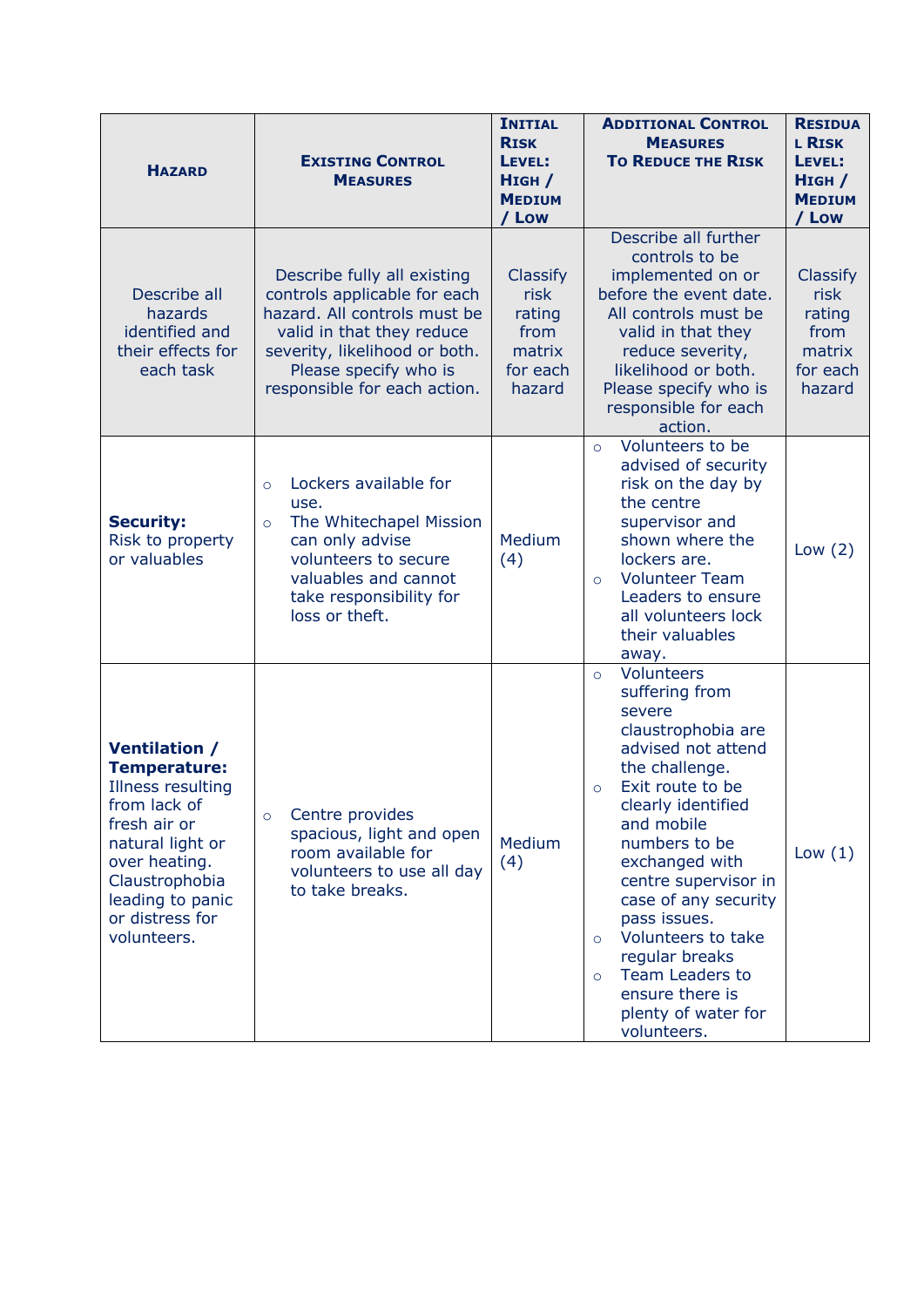| **Hazard** | **Existing Control Measures** | **Initial Risk Level: High / Medium / Low** | **Additional Control Measures To Reduce the Risk** | **Residual Risk Level: High / Medium / Low** |
|---|---|---|---|---|
| Describe all hazards identified and their effects for each task | Describe fully all existing controls applicable for each hazard. All controls must be valid in that they reduce severity, likelihood or both. Please specify who is responsible for each action. | Classify risk rating from matrix for each hazard | Describe all further controls to be implemented on or before the event date. All controls must be valid in that they reduce severity, likelihood or both. Please specify who is responsible for each action. | Classify risk rating from matrix for each hazard |
| **Security:** Risk to property or valuables | ○ Lockers available for use.<br>○ The Whitechapel Mission can only advise volunteers to secure valuables and cannot take responsibility for loss or theft. | Medium (4) | ○ Volunteers to be advised of security risk on the day by the centre supervisor and shown where the lockers are.<br>○ Volunteer Team Leaders to ensure all volunteers lock their valuables away. | Low (2) |
| **Ventilation / Temperature:** Illness resulting from lack of fresh air or natural light or over heating. Claustrophobia leading to panic or distress for volunteers. | ○ Centre provides spacious, light and open room available for volunteers to use all day to take breaks. | Medium (4) | ○ Volunteers suffering from severe claustrophobia are advised not attend the challenge.<br>○ Exit route to be clearly identified and mobile numbers to be exchanged with centre supervisor in case of any security pass issues.<br>○ Volunteers to take regular breaks<br>○ Team Leaders to ensure there is plenty of water for volunteers. | Low (1) |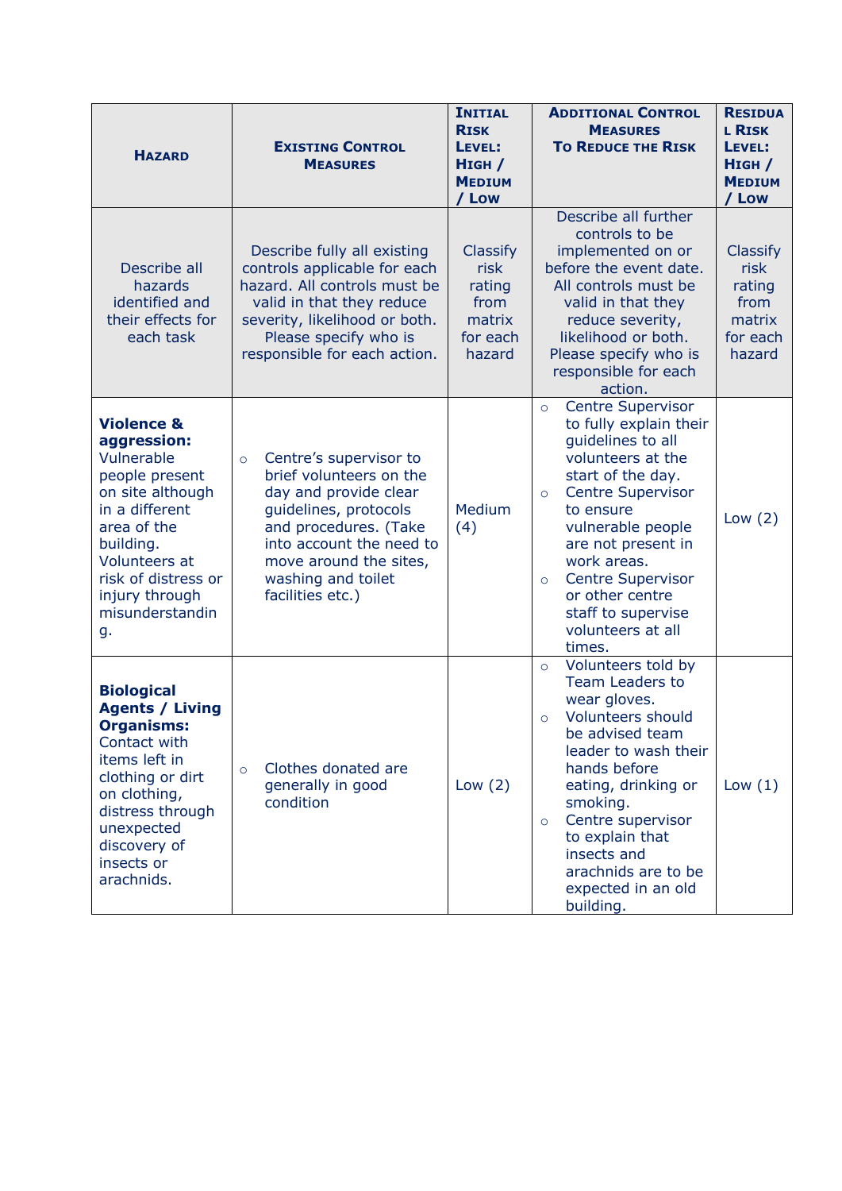| **Hazard** | **Existing Control Measures** | **Initial Risk Level: High / Medium / Low** | **Additional Control Measures To Reduce the Risk** | **Residual Risk Level: High / Medium / Low** |
|---|---|---|---|---|
| Describe all hazards identified and their effects for each task | Describe fully all existing controls applicable for each hazard. All controls must be valid in that they reduce severity, likelihood or both. Please specify who is responsible for each action. | Classify risk rating from matrix for each hazard | Describe all further controls to be implemented on or before the event date. All controls must be valid in that they reduce severity, likelihood or both. Please specify who is responsible for each action. | Classify risk rating from matrix for each hazard |
| **Violence & aggression:** Vulnerable people present on site although in a different area of the building. Volunteers at risk of distress or injury through misunderstanding. | ○ Centre's supervisor to brief volunteers on the day and provide clear guidelines, protocols and procedures. (Take into account the need to move around the sites, washing and toilet facilities etc.) | Medium (4) | ○ Centre Supervisor to fully explain their guidelines to all volunteers at the start of the day.<br>○ Centre Supervisor to ensure vulnerable people are not present in work areas.<br>○ Centre Supervisor or other centre staff to supervise volunteers at all times. | Low (2) |
| **Biological Agents / Living Organisms:** Contact with items left in clothing or dirt on clothing, distress through unexpected discovery of insects or arachnids. | ○ Clothes donated are generally in good condition | Low (2) | ○ Volunteers told by Team Leaders to wear gloves.<br>○ Volunteers should be advised team leader to wash their hands before eating, drinking or smoking.<br>○ Centre supervisor to explain that insects and arachnids are to be expected in an old building. | Low (1) |